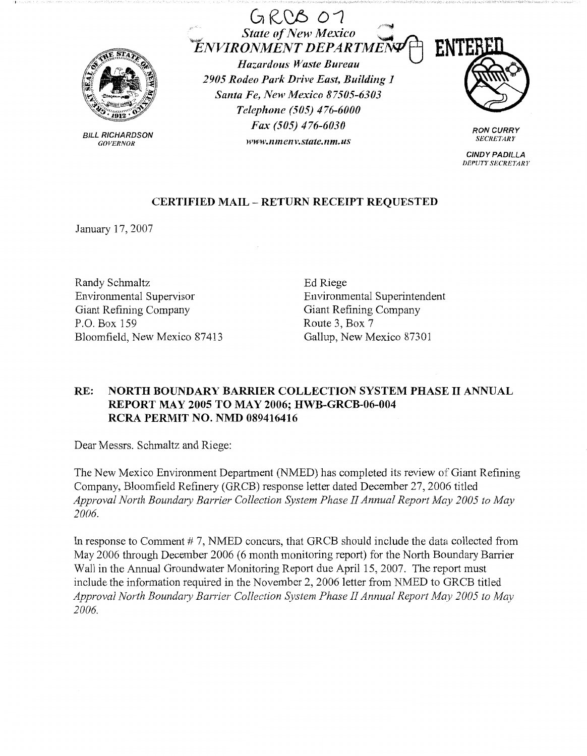GRCB 07

**State of New Mexico**
**ENVIRONMENT DEPARTMENT**

*Hazardous Waste Bureau*
*2905 Rodeo Park Drive East, Building 1*
*Santa Fe, New Mexico 87505-6303*
*Telephone (505) 476-6000*
*Fax (505) 476-6030*
*www.nmenv.state.nm.us*

ENTERED

BILL RICHARDSON
*GOVERNOR*

RON CURRY
*SECRETARY*

CINDY PADILLA
*DEPUTY SECRETARY*

**CERTIFIED MAIL – RETURN RECEIPT REQUESTED**

January 17, 2007

Randy Schmaltz
Environmental Supervisor
Giant Refining Company
P.O. Box 159
Bloomfield, New Mexico 87413

Ed Riege
Environmental Superintendent
Giant Refining Company
Route 3, Box 7
Gallup, New Mexico 87301

**RE: NORTH BOUNDARY BARRIER COLLECTION SYSTEM PHASE II ANNUAL REPORT MAY 2005 TO MAY 2006; HWB-GRCB-06-004 RCRA PERMIT NO. NMD 089416416**

Dear Messrs. Schmaltz and Riege:

The New Mexico Environment Department (NMED) has completed its review of Giant Refining Company, Bloomfield Refinery (GRCB) response letter dated December 27, 2006 titled *Approval North Boundary Barrier Collection System Phase II Annual Report May 2005 to May 2006.*

In response to Comment # 7, NMED concurs, that GRCB should include the data collected from May 2006 through December 2006 (6 month monitoring report) for the North Boundary Barrier Wall in the Annual Groundwater Monitoring Report due April 15, 2007. The report must include the information required in the November 2, 2006 letter from NMED to GRCB titled *Approval North Boundary Barrier Collection System Phase II Annual Report May 2005 to May 2006.*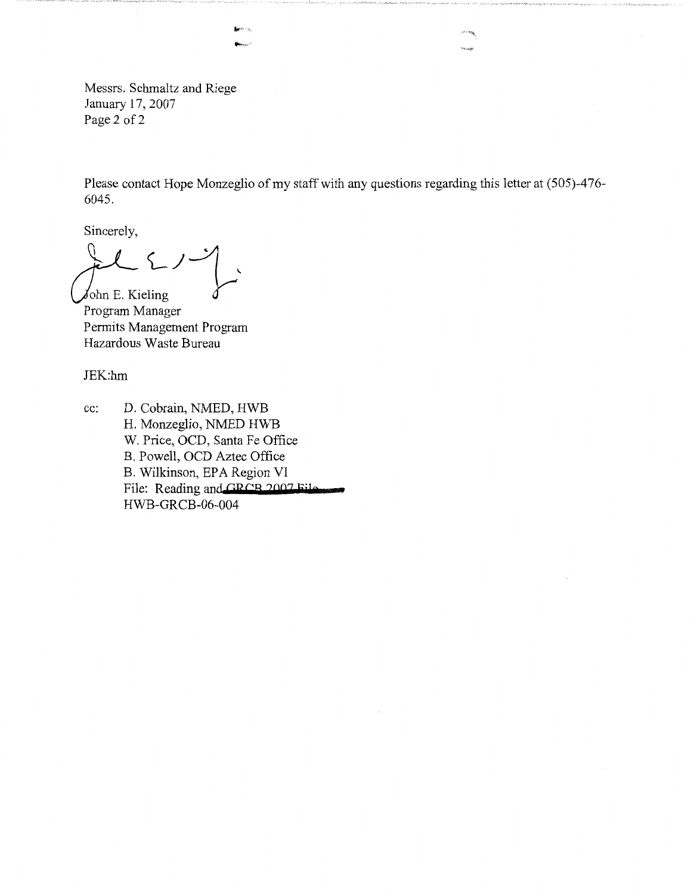Please contact Hope Monzeglio of my staff with any questions regarding this letter at (505)-476-6045.

Sincerely,

John E. Kieling
Program Manager
Permits Management Program
Hazardous Waste Bureau

JEK:hm

cc: D. Cobrain, NMED, HWB
H. Monzeglio, NMED HWB
W. Price, OCD, Santa Fe Office
B. Powell, OCD Aztec Office
B. Wilkinson, EPA Region VI
File: Reading and GRCB 2007 File
HWB-GRCB-06-004